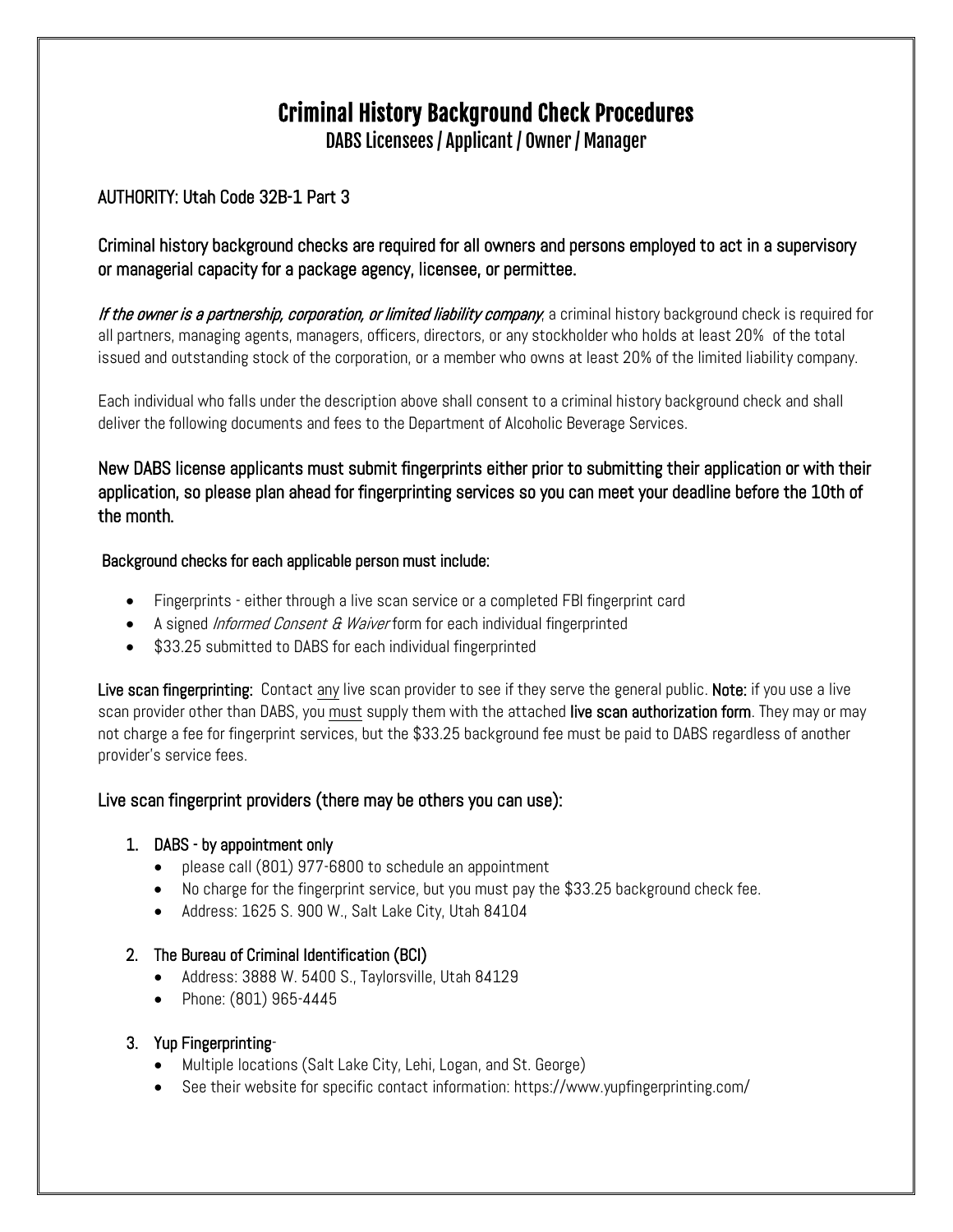# Criminal History Background Check Procedures

## DABS Licensees / Applicant / Owner / Manager

### AUTHORITY: Utah Code 32B-1 Part 3

### Criminal history background checks are required for all owners and persons employed to act in a supervisory or managerial capacity for a package agency, licensee, or permittee.

*If the owner is a partnership, corporation, or limited liability company*, a criminal history background check is required for all partners, managing agents, managers, officers, directors, or any stockholder who holds at least 20% of the total issued and outstanding stock of the corporation, or a member who owns at least 20% of the limited liability company.

Each individual who falls under the description above shall consent to a criminal history background check and shall deliver the following documents and fees to the Department of Alcoholic Beverage Services.

### New DABS license applicants must submit fingerprints either prior to submitting their application or with their application, so please plan ahead for fingerprinting services so you can meet your deadline before the 10th of the month.

**Background checks for each applicable person must include:**

- Fingerprints - either through a live scan service or a completed FBI fingerprint card
- A signed *Informed Consent & Waiver* form for each individual fingerprinted
- $33.25 submitted to DABS for each individual fingerprinted

**Live scan fingerprinting:** Contact <u>any</u> live scan provider to see if they serve the general public. **Note:** if you use a live scan provider other than DABS, you <u>must</u> supply them with the attached **live scan authorization form**. They may or may not charge a fee for fingerprint services, but the $33.25 background fee must be paid to DABS regardless of another provider's service fees.

### Live scan fingerprint providers (there may be others you can use):

1. **DABS - by appointment only**
   - please call (801) 977-6800 to schedule an appointment
   - No charge for the fingerprint service, but you must pay the $33.25 background check fee.
   - Address: 1625 S. 900 W., Salt Lake City, Utah 84104
2. **The Bureau of Criminal Identification (BCI)**
   - Address: 3888 W. 5400 S., Taylorsville, Utah 84129
   - Phone: (801) 965-4445
3. **Yup Fingerprinting**-
   - Multiple locations (Salt Lake City, Lehi, Logan, and St. George)
   - See their website for specific contact information: https://www.yupfingerprinting.com/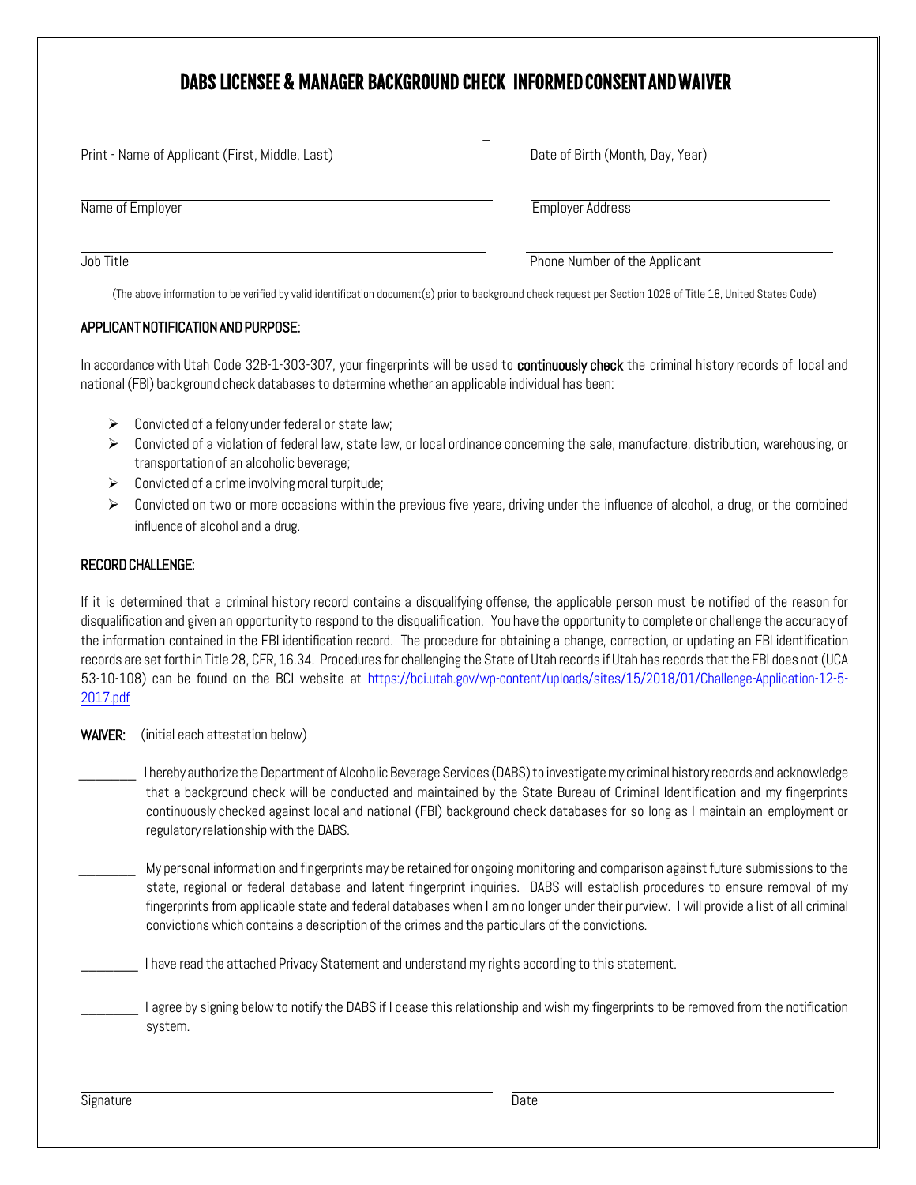# DABS LICENSEE & MANAGER BACKGROUND CHECK INFORMED CONSENT AND WAIVER

Print - Name of Applicant (First, Middle, Last) ______________________ Date of Birth (Month, Day, Year) ______________________

Name of Employer ______________________ Employer Address ______________________

Job Title ______________________ Phone Number of the Applicant ______________________

(The above information to be verified by valid identification document(s) prior to background check request per Section 1028 of Title 18, United States Code)

## APPLICANT NOTIFICATION AND PURPOSE:

In accordance with Utah Code 32B-1-303-307, your fingerprints will be used to **continuously check** the criminal history records of local and national (FBI) background check databases to determine whether an applicable individual has been:

- Convicted of a felony under federal or state law;
- Convicted of a violation of federal law, state law, or local ordinance concerning the sale, manufacture, distribution, warehousing, or transportation of an alcoholic beverage;
- Convicted of a crime involving moral turpitude;
- Convicted on two or more occasions within the previous five years, driving under the influence of alcohol, a drug, or the combined influence of alcohol and a drug.

## RECORD CHALLENGE:

If it is determined that a criminal history record contains a disqualifying offense, the applicable person must be notified of the reason for disqualification and given an opportunity to respond to the disqualification. You have the opportunity to complete or challenge the accuracy of the information contained in the FBI identification record. The procedure for obtaining a change, correction, or updating an FBI identification records are set forth in Title 28, CFR, 16.34. Procedures for challenging the State of Utah records if Utah has records that the FBI does not (UCA 53-10-108) can be found on the BCI website at https://bci.utah.gov/wp-content/uploads/sites/15/2018/01/Challenge-Application-12-5-2017.pdf

**WAIVER:** (initial each attestation below)

________ I hereby authorize the Department of Alcoholic Beverage Services (DABS) to investigate my criminal history records and acknowledge that a background check will be conducted and maintained by the State Bureau of Criminal Identification and my fingerprints continuously checked against local and national (FBI) background check databases for so long as I maintain an employment or regulatory relationship with the DABS.

________ My personal information and fingerprints may be retained for ongoing monitoring and comparison against future submissions to the state, regional or federal database and latent fingerprint inquiries. DABS will establish procedures to ensure removal of my fingerprints from applicable state and federal databases when I am no longer under their purview. I will provide a list of all criminal convictions which contains a description of the crimes and the particulars of the convictions.

________ I have read the attached Privacy Statement and understand my rights according to this statement.

________ I agree by signing below to notify the DABS if I cease this relationship and wish my fingerprints to be removed from the notification system.

Signature ______________________ Date ______________________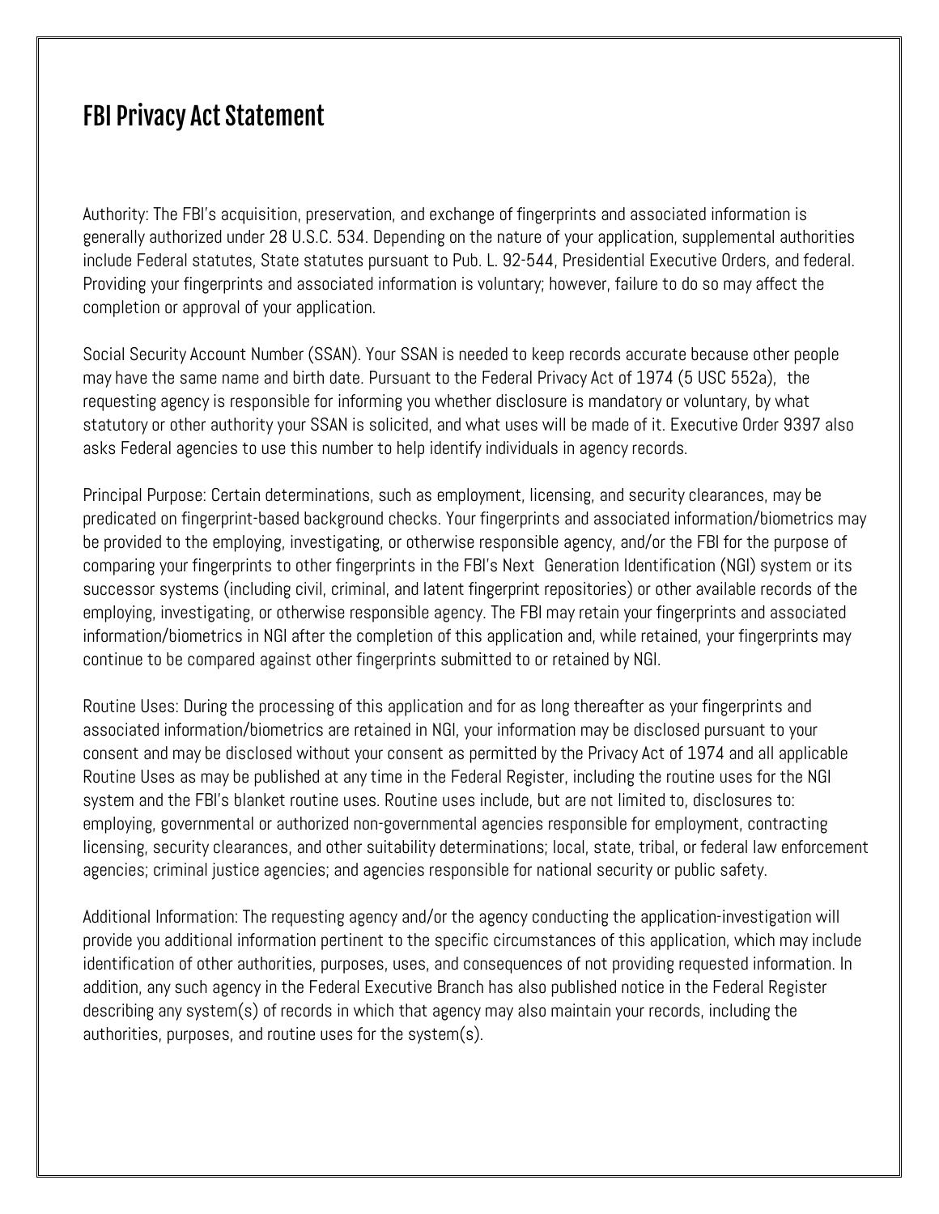# FBI Privacy Act Statement

Authority: The FBI's acquisition, preservation, and exchange of fingerprints and associated information is generally authorized under 28 U.S.C. 534. Depending on the nature of your application, supplemental authorities include Federal statutes, State statutes pursuant to Pub. L. 92-544, Presidential Executive Orders, and federal. Providing your fingerprints and associated information is voluntary; however, failure to do so may affect the completion or approval of your application.

Social Security Account Number (SSAN). Your SSAN is needed to keep records accurate because other people may have the same name and birth date. Pursuant to the Federal Privacy Act of 1974 (5 USC 552a), the requesting agency is responsible for informing you whether disclosure is mandatory or voluntary, by what statutory or other authority your SSAN is solicited, and what uses will be made of it. Executive Order 9397 also asks Federal agencies to use this number to help identify individuals in agency records.

Principal Purpose: Certain determinations, such as employment, licensing, and security clearances, may be predicated on fingerprint-based background checks. Your fingerprints and associated information/biometrics may be provided to the employing, investigating, or otherwise responsible agency, and/or the FBI for the purpose of comparing your fingerprints to other fingerprints in the FBI's Next Generation Identification (NGI) system or its successor systems (including civil, criminal, and latent fingerprint repositories) or other available records of the employing, investigating, or otherwise responsible agency. The FBI may retain your fingerprints and associated information/biometrics in NGI after the completion of this application and, while retained, your fingerprints may continue to be compared against other fingerprints submitted to or retained by NGI.

Routine Uses: During the processing of this application and for as long thereafter as your fingerprints and associated information/biometrics are retained in NGI, your information may be disclosed pursuant to your consent and may be disclosed without your consent as permitted by the Privacy Act of 1974 and all applicable Routine Uses as may be published at any time in the Federal Register, including the routine uses for the NGI system and the FBI's blanket routine uses. Routine uses include, but are not limited to, disclosures to: employing, governmental or authorized non-governmental agencies responsible for employment, contracting licensing, security clearances, and other suitability determinations; local, state, tribal, or federal law enforcement agencies; criminal justice agencies; and agencies responsible for national security or public safety.

Additional Information: The requesting agency and/or the agency conducting the application-investigation will provide you additional information pertinent to the specific circumstances of this application, which may include identification of other authorities, purposes, uses, and consequences of not providing requested information. In addition, any such agency in the Federal Executive Branch has also published notice in the Federal Register describing any system(s) of records in which that agency may also maintain your records, including the authorities, purposes, and routine uses for the system(s).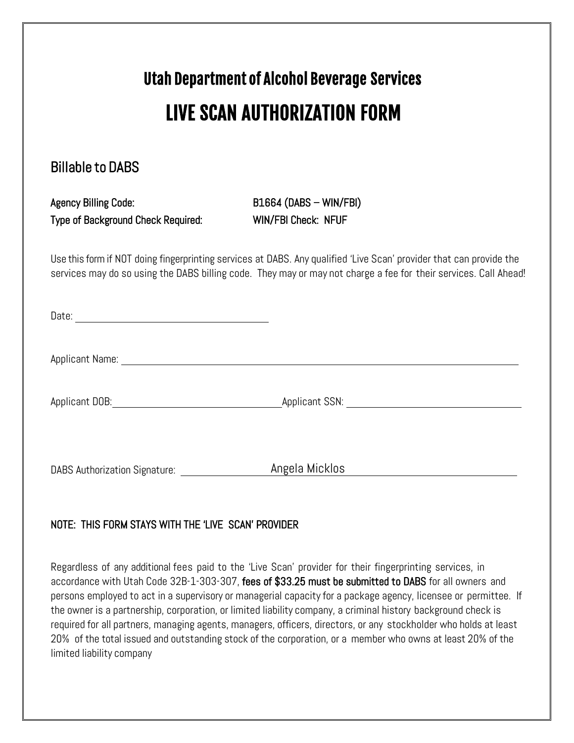# Utah Department of Alcohol Beverage Services

# LIVE SCAN AUTHORIZATION FORM

## Billable to DABS

**Agency Billing Code:** **B1664 (DABS – WIN/FBI)**
**Type of Background Check Required:** **WIN/FBI Check: NFUF**

Use this form if NOT doing fingerprinting services at DABS. Any qualified 'Live Scan' provider that can provide the services may do so using the DABS billing code. They may or may not charge a fee for their services. Call Ahead!

Date: ______________________

Applicant Name: ______________________

Applicant DOB: ______________________ Applicant SSN: ______________________

DABS Authorization Signature: Angela Micklos

**NOTE: THIS FORM STAYS WITH THE 'LIVE SCAN' PROVIDER**

Regardless of any additional fees paid to the 'Live Scan' provider for their fingerprinting services, in accordance with Utah Code 32B-1-303-307, **fees of $33.25 must be submitted to DABS** for all owners and persons employed to act in a supervisory or managerial capacity for a package agency, licensee or permittee. If the owner is a partnership, corporation, or limited liability company, a criminal history background check is required for all partners, managing agents, managers, officers, directors, or any stockholder who holds at least 20% of the total issued and outstanding stock of the corporation, or a member who owns at least 20% of the limited liability company